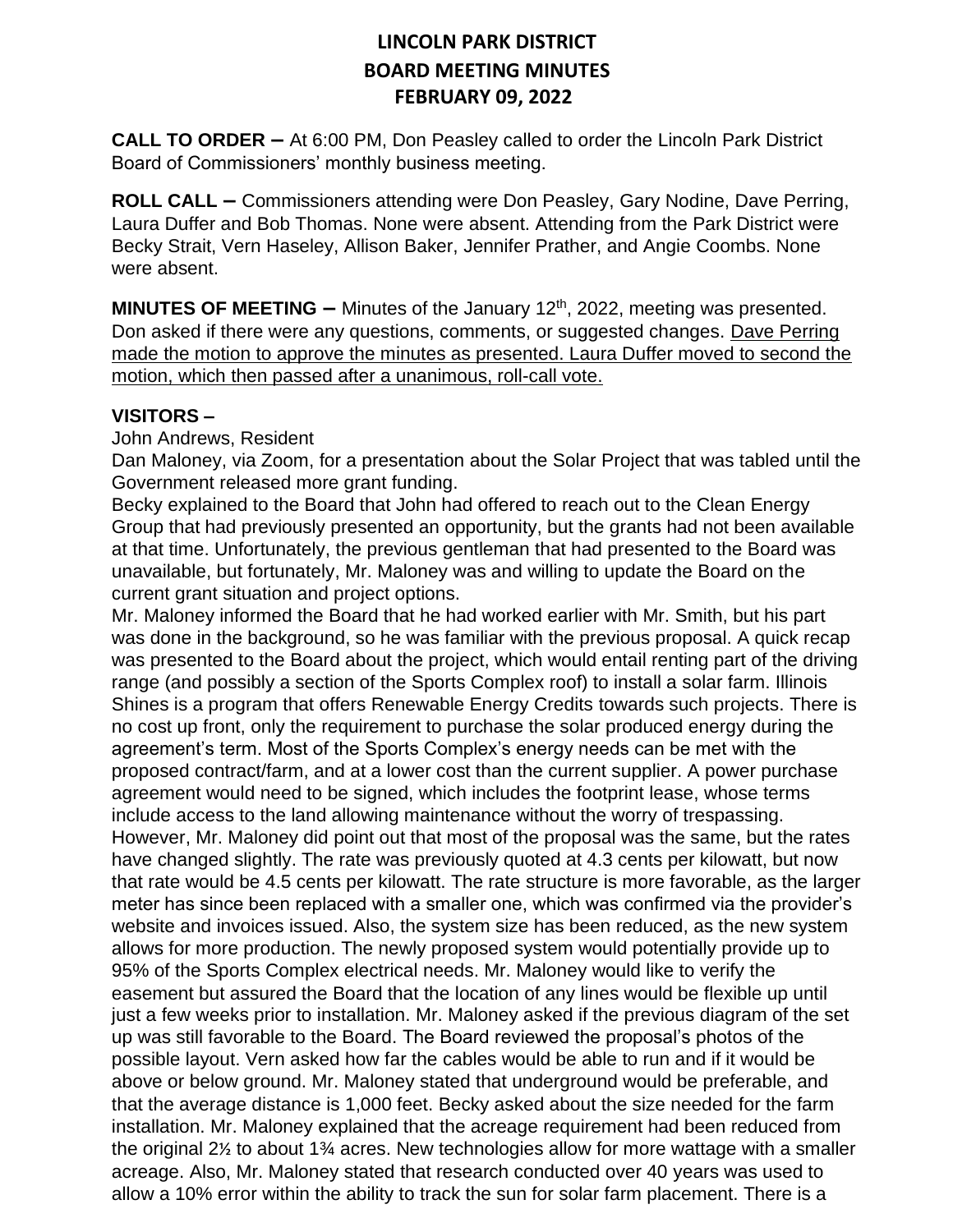# LINCOLN PARK DISTRICT
# BOARD MEETING MINUTES
# FEBRUARY 09, 2022

**CALL TO ORDER –** At 6:00 PM, Don Peasley called to order the Lincoln Park District Board of Commissioners' monthly business meeting.

**ROLL CALL –** Commissioners attending were Don Peasley, Gary Nodine, Dave Perring, Laura Duffer and Bob Thomas. None were absent. Attending from the Park District were Becky Strait, Vern Haseley, Allison Baker, Jennifer Prather, and Angie Coombs. None were absent.

**MINUTES OF MEETING –** Minutes of the January 12th, 2022, meeting was presented. Don asked if there were any questions, comments, or suggested changes. Dave Perring made the motion to approve the minutes as presented. Laura Duffer moved to second the motion, which then passed after a unanimous, roll-call vote.

**VISITORS –**

John Andrews, Resident

Dan Maloney, via Zoom, for a presentation about the Solar Project that was tabled until the Government released more grant funding.

Becky explained to the Board that John had offered to reach out to the Clean Energy Group that had previously presented an opportunity, but the grants had not been available at that time. Unfortunately, the previous gentleman that had presented to the Board was unavailable, but fortunately, Mr. Maloney was and willing to update the Board on the current grant situation and project options.

Mr. Maloney informed the Board that he had worked earlier with Mr. Smith, but his part was done in the background, so he was familiar with the previous proposal. A quick recap was presented to the Board about the project, which would entail renting part of the driving range (and possibly a section of the Sports Complex roof) to install a solar farm. Illinois Shines is a program that offers Renewable Energy Credits towards such projects. There is no cost up front, only the requirement to purchase the solar produced energy during the agreement's term. Most of the Sports Complex's energy needs can be met with the proposed contract/farm, and at a lower cost than the current supplier. A power purchase agreement would need to be signed, which includes the footprint lease, whose terms include access to the land allowing maintenance without the worry of trespassing. However, Mr. Maloney did point out that most of the proposal was the same, but the rates have changed slightly. The rate was previously quoted at 4.3 cents per kilowatt, but now that rate would be 4.5 cents per kilowatt. The rate structure is more favorable, as the larger meter has since been replaced with a smaller one, which was confirmed via the provider's website and invoices issued. Also, the system size has been reduced, as the new system allows for more production. The newly proposed system would potentially provide up to 95% of the Sports Complex electrical needs. Mr. Maloney would like to verify the easement but assured the Board that the location of any lines would be flexible up until just a few weeks prior to installation. Mr. Maloney asked if the previous diagram of the set up was still favorable to the Board. The Board reviewed the proposal's photos of the possible layout. Vern asked how far the cables would be able to run and if it would be above or below ground. Mr. Maloney stated that underground would be preferable, and that the average distance is 1,000 feet. Becky asked about the size needed for the farm installation. Mr. Maloney explained that the acreage requirement had been reduced from the original 2½ to about 1¾ acres. New technologies allow for more wattage with a smaller acreage. Also, Mr. Maloney stated that research conducted over 40 years was used to allow a 10% error within the ability to track the sun for solar farm placement. There is a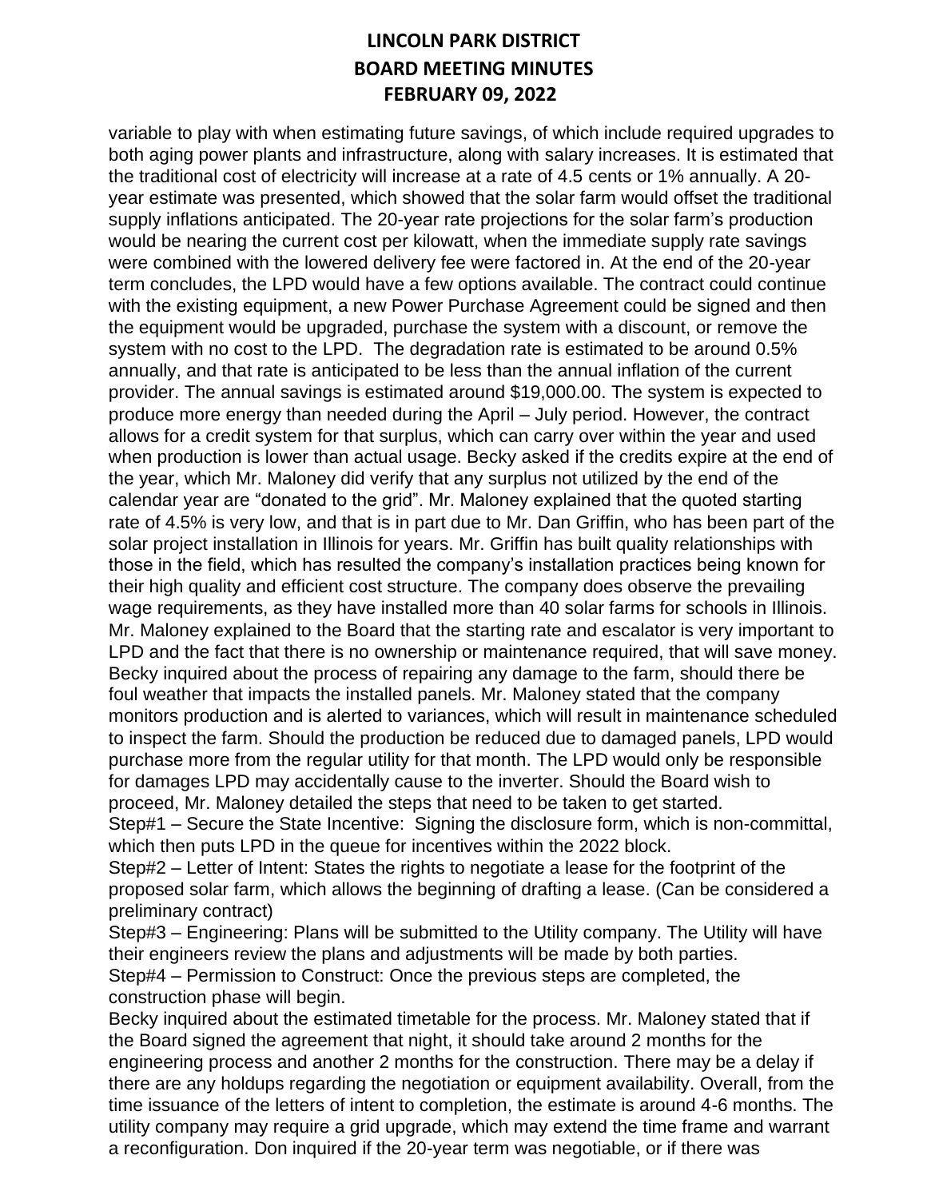variable to play with when estimating future savings, of which include required upgrades to both aging power plants and infrastructure, along with salary increases. It is estimated that the traditional cost of electricity will increase at a rate of 4.5 cents or 1% annually. A 20-year estimate was presented, which showed that the solar farm would offset the traditional supply inflations anticipated. The 20-year rate projections for the solar farm's production would be nearing the current cost per kilowatt, when the immediate supply rate savings were combined with the lowered delivery fee were factored in. At the end of the 20-year term concludes, the LPD would have a few options available. The contract could continue with the existing equipment, a new Power Purchase Agreement could be signed and then the equipment would be upgraded, purchase the system with a discount, or remove the system with no cost to the LPD. The degradation rate is estimated to be around 0.5% annually, and that rate is anticipated to be less than the annual inflation of the current provider. The annual savings is estimated around $19,000.00. The system is expected to produce more energy than needed during the April – July period. However, the contract allows for a credit system for that surplus, which can carry over within the year and used when production is lower than actual usage. Becky asked if the credits expire at the end of the year, which Mr. Maloney did verify that any surplus not utilized by the end of the calendar year are "donated to the grid". Mr. Maloney explained that the quoted starting rate of 4.5% is very low, and that is in part due to Mr. Dan Griffin, who has been part of the solar project installation in Illinois for years. Mr. Griffin has built quality relationships with those in the field, which has resulted the company's installation practices being known for their high quality and efficient cost structure. The company does observe the prevailing wage requirements, as they have installed more than 40 solar farms for schools in Illinois. Mr. Maloney explained to the Board that the starting rate and escalator is very important to LPD and the fact that there is no ownership or maintenance required, that will save money. Becky inquired about the process of repairing any damage to the farm, should there be foul weather that impacts the installed panels. Mr. Maloney stated that the company monitors production and is alerted to variances, which will result in maintenance scheduled to inspect the farm. Should the production be reduced due to damaged panels, LPD would purchase more from the regular utility for that month. The LPD would only be responsible for damages LPD may accidentally cause to the inverter. Should the Board wish to proceed, Mr. Maloney detailed the steps that need to be taken to get started.

Step#1 – Secure the State Incentive: Signing the disclosure form, which is non-committal, which then puts LPD in the queue for incentives within the 2022 block.

Step#2 – Letter of Intent: States the rights to negotiate a lease for the footprint of the proposed solar farm, which allows the beginning of drafting a lease. (Can be considered a preliminary contract)

Step#3 – Engineering: Plans will be submitted to the Utility company. The Utility will have their engineers review the plans and adjustments will be made by both parties.

Step#4 – Permission to Construct: Once the previous steps are completed, the construction phase will begin.

Becky inquired about the estimated timetable for the process. Mr. Maloney stated that if the Board signed the agreement that night, it should take around 2 months for the engineering process and another 2 months for the construction. There may be a delay if there are any holdups regarding the negotiation or equipment availability. Overall, from the time issuance of the letters of intent to completion, the estimate is around 4-6 months. The utility company may require a grid upgrade, which may extend the time frame and warrant a reconfiguration. Don inquired if the 20-year term was negotiable, or if there was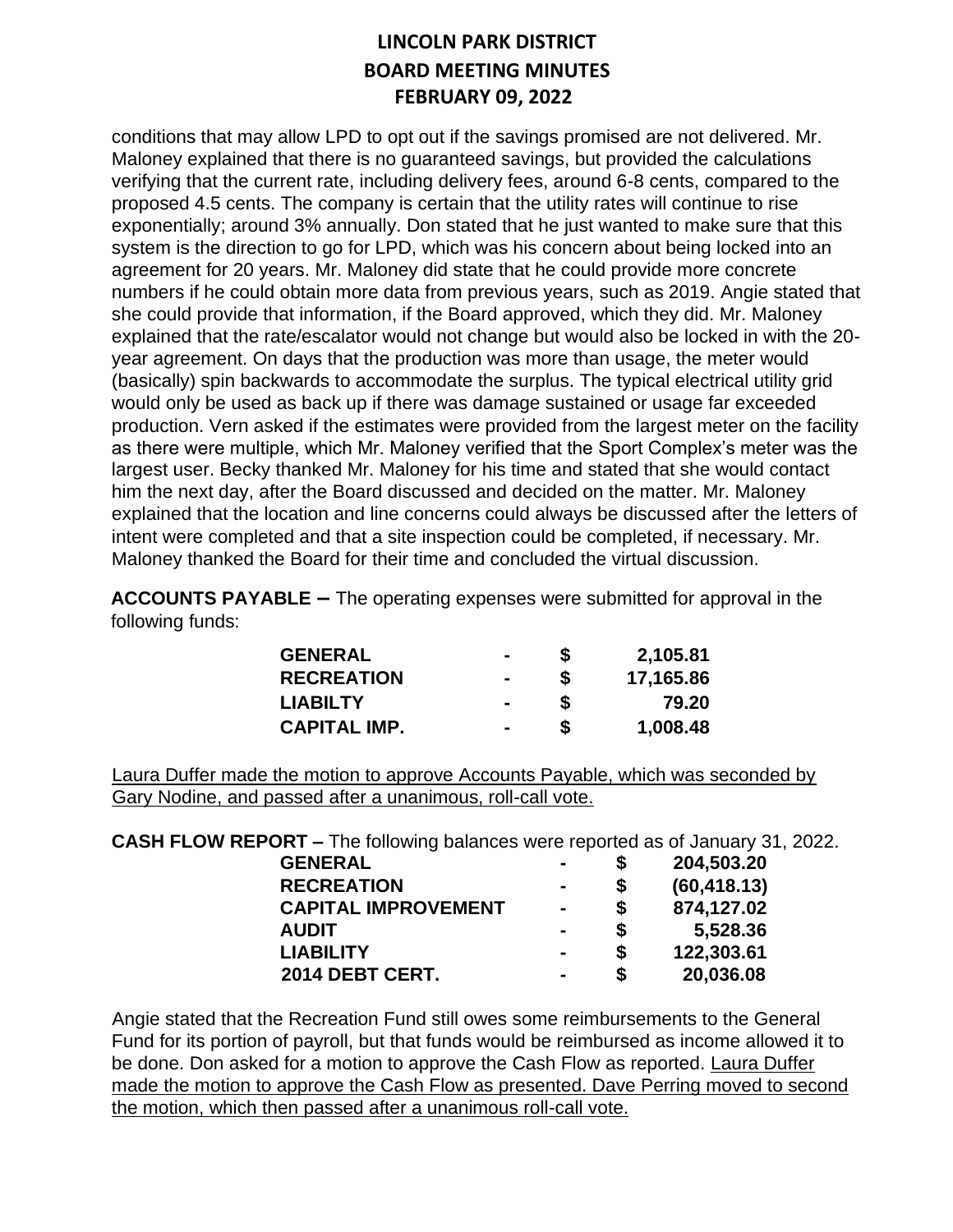conditions that may allow LPD to opt out if the savings promised are not delivered. Mr. Maloney explained that there is no guaranteed savings, but provided the calculations verifying that the current rate, including delivery fees, around 6-8 cents, compared to the proposed 4.5 cents. The company is certain that the utility rates will continue to rise exponentially; around 3% annually. Don stated that he just wanted to make sure that this system is the direction to go for LPD, which was his concern about being locked into an agreement for 20 years. Mr. Maloney did state that he could provide more concrete numbers if he could obtain more data from previous years, such as 2019. Angie stated that she could provide that information, if the Board approved, which they did. Mr. Maloney explained that the rate/escalator would not change but would also be locked in with the 20-year agreement. On days that the production was more than usage, the meter would (basically) spin backwards to accommodate the surplus. The typical electrical utility grid would only be used as back up if there was damage sustained or usage far exceeded production. Vern asked if the estimates were provided from the largest meter on the facility as there were multiple, which Mr. Maloney verified that the Sport Complex's meter was the largest user. Becky thanked Mr. Maloney for his time and stated that she would contact him the next day, after the Board discussed and decided on the matter. Mr. Maloney explained that the location and line concerns could always be discussed after the letters of intent were completed and that a site inspection could be completed, if necessary. Mr. Maloney thanked the Board for their time and concluded the virtual discussion.

**ACCOUNTS PAYABLE –** The operating expenses were submitted for approval in the following funds:

| | | | |
|---|---|---|---|
| **GENERAL** | **-** | **$** | **2,105.81** |
| **RECREATION** | **-** | **$** | **17,165.86** |
| **LIABILTY** | **-** | **$** | **79.20** |
| **CAPITAL IMP.** | **-** | **$** | **1,008.48** |

Laura Duffer made the motion to approve Accounts Payable, which was seconded by Gary Nodine, and passed after a unanimous, roll-call vote.

**CASH FLOW REPORT –** The following balances were reported as of January 31, 2022.

| | | | |
|---|---|---|---|
| **GENERAL** | **-** | **$** | **204,503.20** |
| **RECREATION** | **-** | **$** | **(60,418.13)** |
| **CAPITAL IMPROVEMENT** | **-** | **$** | **874,127.02** |
| **AUDIT** | **-** | **$** | **5,528.36** |
| **LIABILITY** | **-** | **$** | **122,303.61** |
| **2014 DEBT CERT.** | **-** | **$** | **20,036.08** |

Angie stated that the Recreation Fund still owes some reimbursements to the General Fund for its portion of payroll, but that funds would be reimbursed as income allowed it to be done. Don asked for a motion to approve the Cash Flow as reported. Laura Duffer made the motion to approve the Cash Flow as presented. Dave Perring moved to second the motion, which then passed after a unanimous roll-call vote.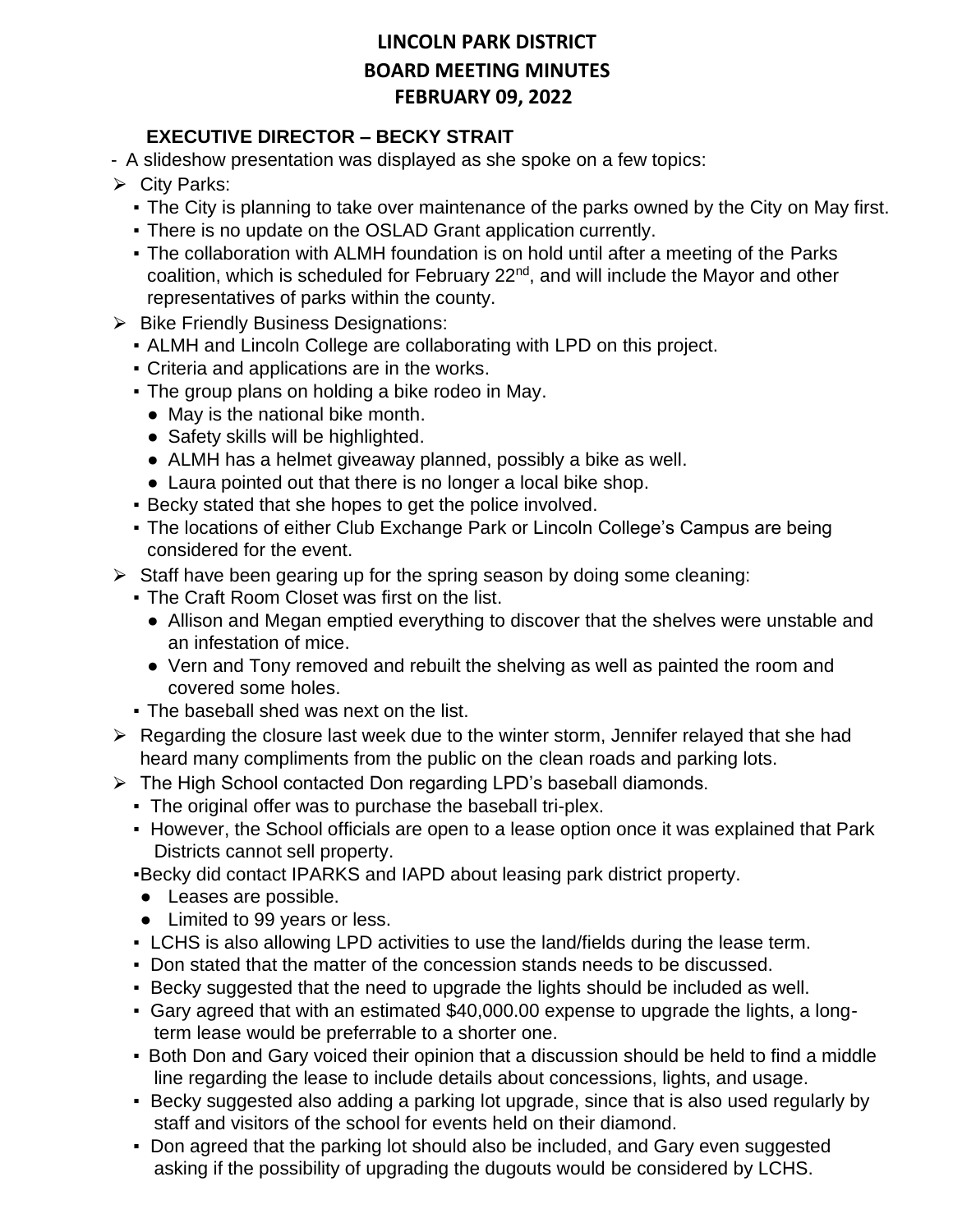# LINCOLN PARK DISTRICT
## BOARD MEETING MINUTES
## FEBRUARY 09, 2022

### EXECUTIVE DIRECTOR – BECKY STRAIT

- A slideshow presentation was displayed as she spoke on a few topics:

- City Parks:
  - The City is planning to take over maintenance of the parks owned by the City on May first.
  - There is no update on the OSLAD Grant application currently.
  - The collaboration with ALMH foundation is on hold until after a meeting of the Parks coalition, which is scheduled for February 22nd, and will include the Mayor and other representatives of parks within the county.
- Bike Friendly Business Designations:
  - ALMH and Lincoln College are collaborating with LPD on this project.
  - Criteria and applications are in the works.
  - The group plans on holding a bike rodeo in May.
    - May is the national bike month.
    - Safety skills will be highlighted.
    - ALMH has a helmet giveaway planned, possibly a bike as well.
    - Laura pointed out that there is no longer a local bike shop.
  - Becky stated that she hopes to get the police involved.
  - The locations of either Club Exchange Park or Lincoln College's Campus are being considered for the event.
- Staff have been gearing up for the spring season by doing some cleaning:
  - The Craft Room Closet was first on the list.
    - Allison and Megan emptied everything to discover that the shelves were unstable and an infestation of mice.
    - Vern and Tony removed and rebuilt the shelving as well as painted the room and covered some holes.
  - The baseball shed was next on the list.
- Regarding the closure last week due to the winter storm, Jennifer relayed that she had heard many compliments from the public on the clean roads and parking lots.
- The High School contacted Don regarding LPD's baseball diamonds.
  - The original offer was to purchase the baseball tri-plex.
  - However, the School officials are open to a lease option once it was explained that Park Districts cannot sell property.
  - Becky did contact IPARKS and IAPD about leasing park district property.
    - Leases are possible.
    - Limited to 99 years or less.
  - LCHS is also allowing LPD activities to use the land/fields during the lease term.
  - Don stated that the matter of the concession stands needs to be discussed.
  - Becky suggested that the need to upgrade the lights should be included as well.
  - Gary agreed that with an estimated $40,000.00 expense to upgrade the lights, a long-term lease would be preferrable to a shorter one.
  - Both Don and Gary voiced their opinion that a discussion should be held to find a middle line regarding the lease to include details about concessions, lights, and usage.
  - Becky suggested also adding a parking lot upgrade, since that is also used regularly by staff and visitors of the school for events held on their diamond.
  - Don agreed that the parking lot should also be included, and Gary even suggested asking if the possibility of upgrading the dugouts would be considered by LCHS.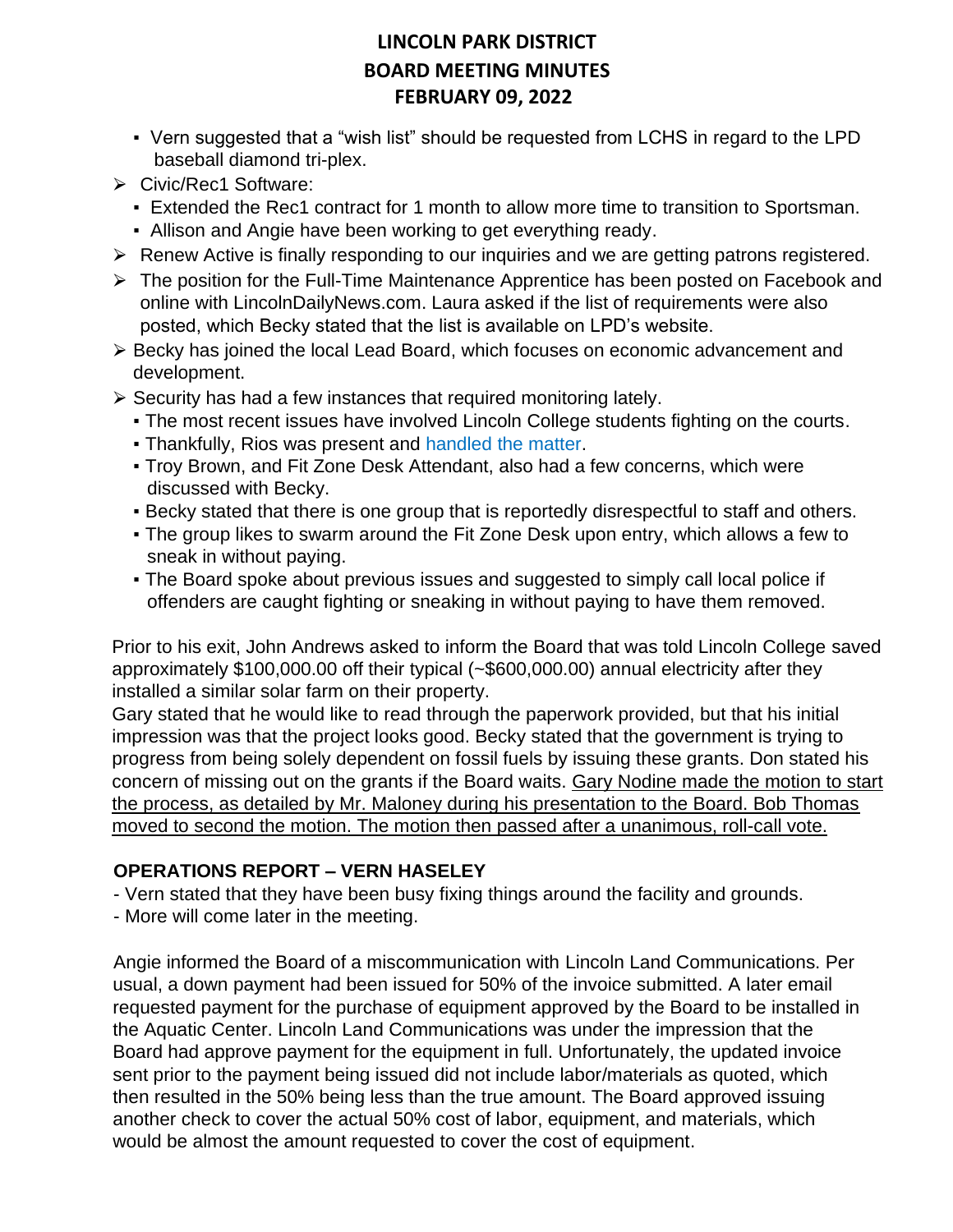- Vern suggested that a "wish list" should be requested from LCHS in regard to the LPD baseball diamond tri-plex.

- Civic/Rec1 Software:
  - Extended the Rec1 contract for 1 month to allow more time to transition to Sportsman.
  - Allison and Angie have been working to get everything ready.
- Renew Active is finally responding to our inquiries and we are getting patrons registered.
- The position for the Full-Time Maintenance Apprentice has been posted on Facebook and online with LincolnDailyNews.com. Laura asked if the list of requirements were also posted, which Becky stated that the list is available on LPD's website.
- Becky has joined the local Lead Board, which focuses on economic advancement and development.
- Security has had a few instances that required monitoring lately.
  - The most recent issues have involved Lincoln College students fighting on the courts.
  - Thankfully, Rios was present and handled the matter.
  - Troy Brown, and Fit Zone Desk Attendant, also had a few concerns, which were discussed with Becky.
  - Becky stated that there is one group that is reportedly disrespectful to staff and others.
  - The group likes to swarm around the Fit Zone Desk upon entry, which allows a few to sneak in without paying.
  - The Board spoke about previous issues and suggested to simply call local police if offenders are caught fighting or sneaking in without paying to have them removed.

Prior to his exit, John Andrews asked to inform the Board that was told Lincoln College saved approximately $100,000.00 off their typical (~$600,000.00) annual electricity after they installed a similar solar farm on their property.
Gary stated that he would like to read through the paperwork provided, but that his initial impression was that the project looks good. Becky stated that the government is trying to progress from being solely dependent on fossil fuels by issuing these grants. Don stated his concern of missing out on the grants if the Board waits. <u>Gary Nodine made the motion to start the process, as detailed by Mr. Maloney during his presentation to the Board. Bob Thomas moved to second the motion. The motion then passed after a unanimous, roll-call vote.</u>

## OPERATIONS REPORT – VERN HASELEY

- Vern stated that they have been busy fixing things around the facility and grounds.
- More will come later in the meeting.

Angie informed the Board of a miscommunication with Lincoln Land Communications. Per usual, a down payment had been issued for 50% of the invoice submitted. A later email requested payment for the purchase of equipment approved by the Board to be installed in the Aquatic Center. Lincoln Land Communications was under the impression that the Board had approve payment for the equipment in full. Unfortunately, the updated invoice sent prior to the payment being issued did not include labor/materials as quoted, which then resulted in the 50% being less than the true amount. The Board approved issuing another check to cover the actual 50% cost of labor, equipment, and materials, which would be almost the amount requested to cover the cost of equipment.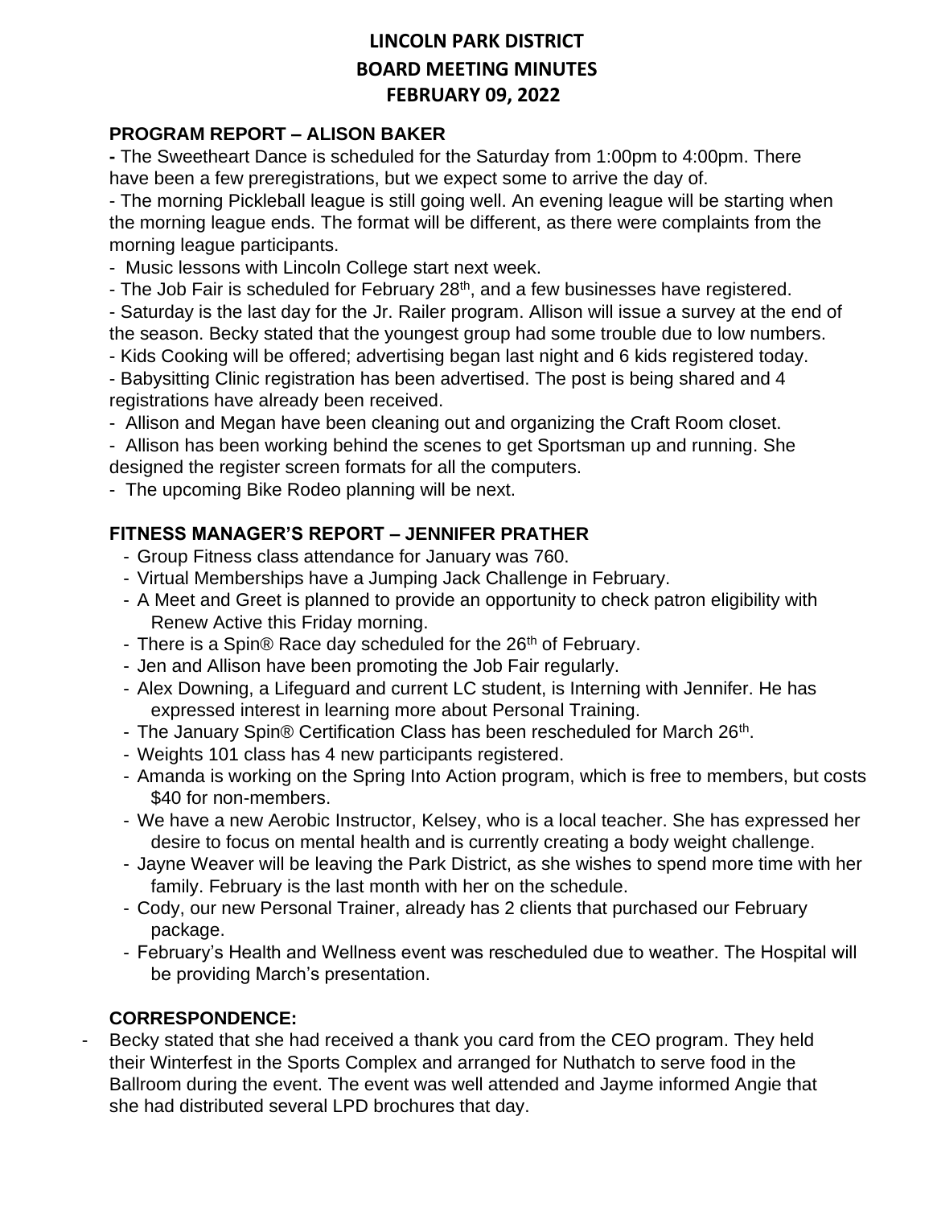# LINCOLN PARK DISTRICT
# BOARD MEETING MINUTES
# FEBRUARY 09, 2022

## PROGRAM REPORT – ALISON BAKER

- The Sweetheart Dance is scheduled for the Saturday from 1:00pm to 4:00pm. There have been a few preregistrations, but we expect some to arrive the day of.
- The morning Pickleball league is still going well. An evening league will be starting when the morning league ends. The format will be different, as there were complaints from the morning league participants.
- Music lessons with Lincoln College start next week.
- The Job Fair is scheduled for February 28th, and a few businesses have registered.
- Saturday is the last day for the Jr. Railer program. Allison will issue a survey at the end of the season. Becky stated that the youngest group had some trouble due to low numbers.
- Kids Cooking will be offered; advertising began last night and 6 kids registered today.
- Babysitting Clinic registration has been advertised. The post is being shared and 4 registrations have already been received.
- Allison and Megan have been cleaning out and organizing the Craft Room closet.
- Allison has been working behind the scenes to get Sportsman up and running. She designed the register screen formats for all the computers.
- The upcoming Bike Rodeo planning will be next.

## FITNESS MANAGER'S REPORT – JENNIFER PRATHER

- Group Fitness class attendance for January was 760.
- Virtual Memberships have a Jumping Jack Challenge in February.
- A Meet and Greet is planned to provide an opportunity to check patron eligibility with Renew Active this Friday morning.
- There is a Spin® Race day scheduled for the 26th of February.
- Jen and Allison have been promoting the Job Fair regularly.
- Alex Downing, a Lifeguard and current LC student, is Interning with Jennifer. He has expressed interest in learning more about Personal Training.
- The January Spin® Certification Class has been rescheduled for March 26th.
- Weights 101 class has 4 new participants registered.
- Amanda is working on the Spring Into Action program, which is free to members, but costs $40 for non-members.
- We have a new Aerobic Instructor, Kelsey, who is a local teacher. She has expressed her desire to focus on mental health and is currently creating a body weight challenge.
- Jayne Weaver will be leaving the Park District, as she wishes to spend more time with her family. February is the last month with her on the schedule.
- Cody, our new Personal Trainer, already has 2 clients that purchased our February package.
- February's Health and Wellness event was rescheduled due to weather. The Hospital will be providing March's presentation.

## CORRESPONDENCE:

- Becky stated that she had received a thank you card from the CEO program. They held their Winterfest in the Sports Complex and arranged for Nuthatch to serve food in the Ballroom during the event. The event was well attended and Jayme informed Angie that she had distributed several LPD brochures that day.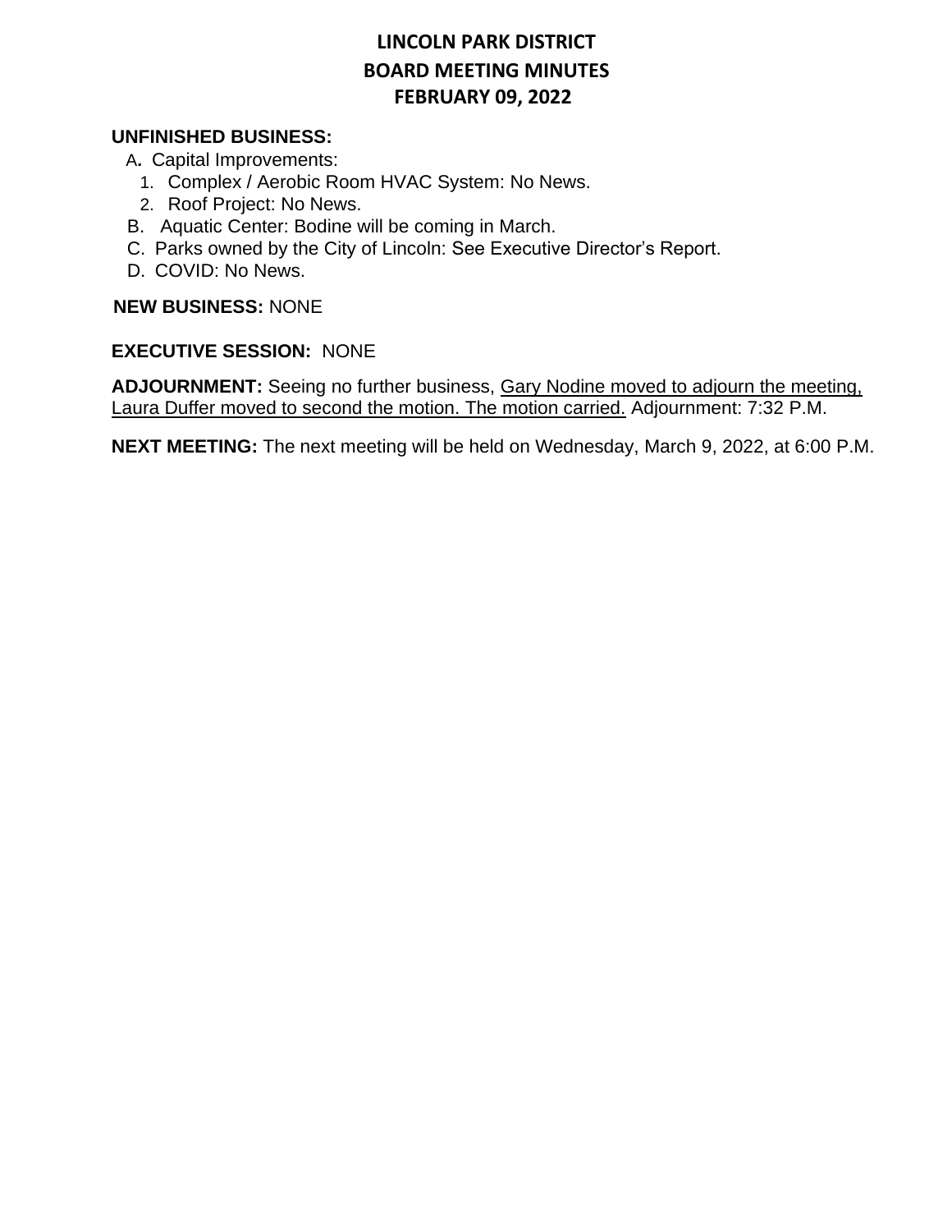# LINCOLN PARK DISTRICT
## BOARD MEETING MINUTES
## FEBRUARY 09, 2022

**UNFINISHED BUSINESS:**

A. Capital Improvements:
   1. Complex / Aerobic Room HVAC System: No News.
   2. Roof Project: No News.

B. Aquatic Center: Bodine will be coming in March.

C. Parks owned by the City of Lincoln: See Executive Director's Report.

D. COVID: No News.

**NEW BUSINESS:** NONE

**EXECUTIVE SESSION:** NONE

**ADJOURNMENT:** Seeing no further business, Gary Nodine moved to adjourn the meeting, Laura Duffer moved to second the motion. The motion carried. Adjournment: 7:32 P.M.

**NEXT MEETING:** The next meeting will be held on Wednesday, March 9, 2022, at 6:00 P.M.